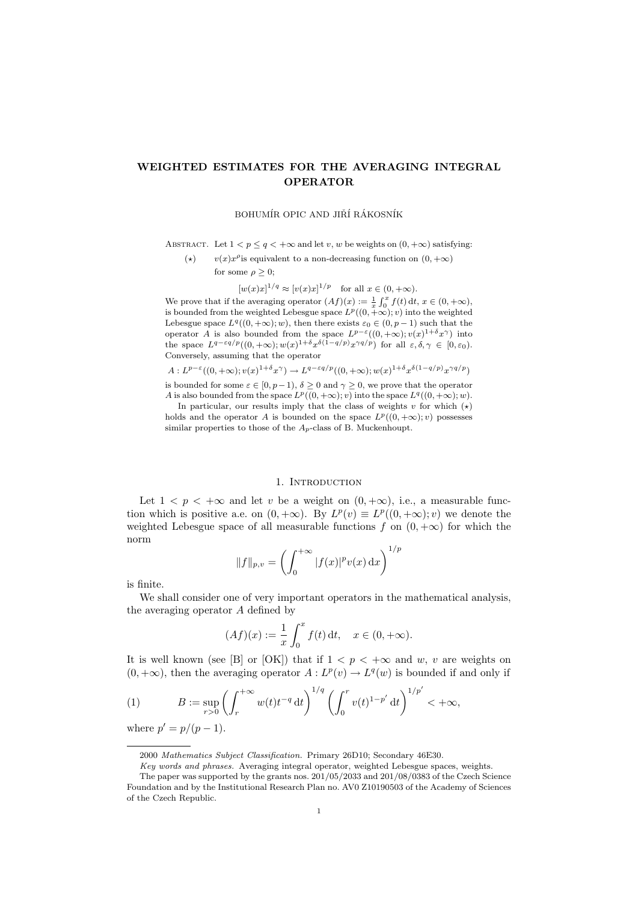# WEIGHTED ESTIMATES FOR THE AVERAGING INTEGRAL OPERATOR

BOHUMÍR OPIC AND JIŘÍ RÁKOSNÍK

Abstract. Let $1 < p \le q < +\infty$ and let $v, w$ be weights on $(0, +\infty)$ satisfying:

($\star$) $v(x)x^\rho$ is equivalent to a non-decreasing function on $(0, +\infty)$ for some $\rho \ge 0$;

$$[w(x)x]^{1/q} \approx [v(x)x]^{1/p} \quad \text{for all } x \in (0, +\infty).$$

We prove that if the averaging operator $(Af)(x) := \frac{1}{x}\int_0^x f(t)\,\mathrm{d}t$, $x \in (0, +\infty)$, is bounded from the weighted Lebesgue space $L^p((0, +\infty); v)$ into the weighted Lebesgue space $L^q((0, +\infty); w)$, then there exists $\varepsilon_0 \in (0, p - 1)$ such that the operator $A$ is also bounded from the space $L^{p-\varepsilon}((0, +\infty); v(x)^{1+\delta}x^\gamma)$ into the space $L^{q-\varepsilon q/p}((0, +\infty); w(x)^{1+\delta}x^{\delta(1-q/p)}x^{\gamma q/p})$ for all $\varepsilon, \delta, \gamma \in [0, \varepsilon_0)$. Conversely, assuming that the operator

$$A : L^{p-\varepsilon}((0, +\infty); v(x)^{1+\delta}x^\gamma) \to L^{q-\varepsilon q/p}((0, +\infty); w(x)^{1+\delta}x^{\delta(1-q/p)}x^{\gamma q/p})$$

is bounded for some $\varepsilon \in [0, p-1)$, $\delta \ge 0$ and $\gamma \ge 0$, we prove that the operator $A$ is also bounded from the space $L^p((0, +\infty); v)$ into the space $L^q((0, +\infty); w)$.

In particular, our results imply that the class of weights $v$ for which ($\star$) holds and the operator $A$ is bounded on the space $L^p((0, +\infty); v)$ possesses similar properties to those of the $A_p$-class of B. Muckenhoupt.

## 1. Introduction

Let $1 < p < +\infty$ and let $v$ be a weight on $(0, +\infty)$, i.e., a measurable function which is positive a.e. on $(0, +\infty)$. By $L^p(v) \equiv L^p((0, +\infty); v)$ we denote the weighted Lebesgue space of all measurable functions $f$ on $(0, +\infty)$ for which the norm

$$\|f\|_{p,v} = \left(\int_0^{+\infty} |f(x)|^p v(x)\,\mathrm{d}x\right)^{1/p}$$

is finite.

We shall consider one of very important operators in the mathematical analysis, the averaging operator $A$ defined by

$$(Af)(x) := \frac{1}{x}\int_0^x f(t)\,\mathrm{d}t, \quad x \in (0, +\infty).$$

It is well known (see [B] or [OK]) that if $1 < p < +\infty$ and $w, v$ are weights on $(0, +\infty)$, then the averaging operator $A : L^p(v) \to L^q(w)$ is bounded if and only if

$$B := \sup_{r>0}\left(\int_r^{+\infty} w(t)t^{-q}\,\mathrm{d}t\right)^{1/q}\left(\int_0^r v(t)^{1-p'}\,\mathrm{d}t\right)^{1/p'} < +\infty, \tag{1}$$

where $p' = p/(p-1)$.

---

2000 *Mathematics Subject Classification.* Primary 26D10; Secondary 46E30.

*Key words and phrases.* Averaging integral operator, weighted Lebesgue spaces, weights.

The paper was supported by the grants nos. 201/05/2033 and 201/08/0383 of the Czech Science Foundation and by the Institutional Research Plan no. AV0 Z10190503 of the Academy of Sciences of the Czech Republic.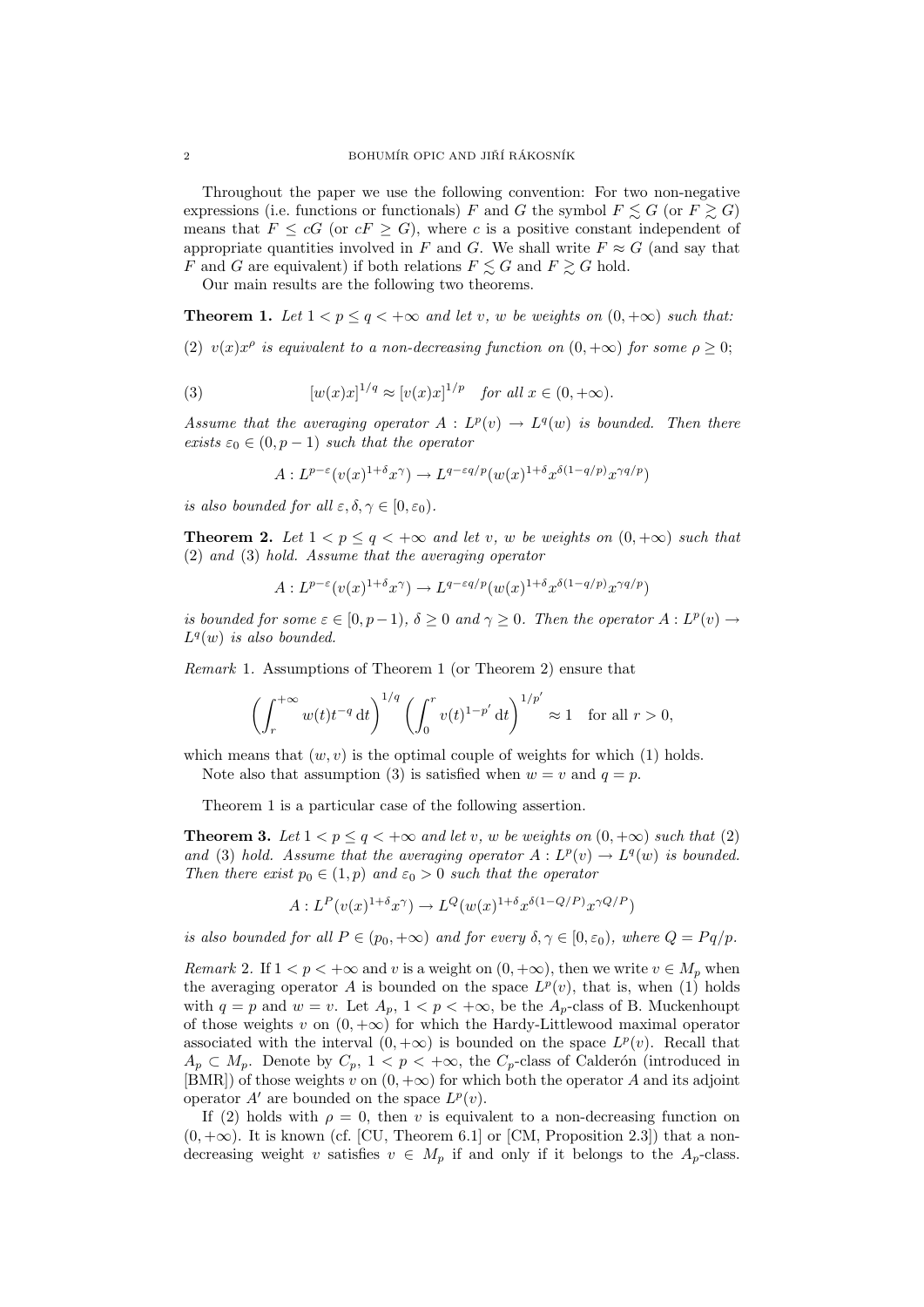Throughout the paper we use the following convention: For two non-negative expressions (i.e. functions or functionals) $F$ and $G$ the symbol $F \lesssim G$ (or $F \gtrsim G$) means that $F \le cG$ (or $cF \ge G$), where $c$ is a positive constant independent of appropriate quantities involved in $F$ and $G$. We shall write $F \approx G$ (and say that $F$ and $G$ are equivalent) if both relations $F \lesssim G$ and $F \gtrsim G$ hold.

Our main results are the following two theorems.

**Theorem 1.** *Let $1 < p \le q < +\infty$ and let $v$, $w$ be weights on $(0, +\infty)$ such that:*

(2) *$v(x)x^\rho$ is equivalent to a non-decreasing function on $(0, +\infty)$ for some $\rho \ge 0$;*

$$[w(x)x]^{1/q} \approx [v(x)x]^{1/p} \quad \text{for all } x \in (0, +\infty). \tag{3}$$

*Assume that the averaging operator $A : L^p(v) \to L^q(w)$ is bounded. Then there exists $\varepsilon_0 \in (0, p-1)$ such that the operator*

$$A : L^{p-\varepsilon}(v(x)^{1+\delta}x^\gamma) \to L^{q-\varepsilon q/p}(w(x)^{1+\delta}x^{\delta(1-q/p)}x^{\gamma q/p})$$

*is also bounded for all $\varepsilon, \delta, \gamma \in [0, \varepsilon_0)$.*

**Theorem 2.** *Let $1 < p \le q < +\infty$ and let $v$, $w$ be weights on $(0, +\infty)$ such that (2) and (3) hold. Assume that the averaging operator*

$$A : L^{p-\varepsilon}(v(x)^{1+\delta}x^\gamma) \to L^{q-\varepsilon q/p}(w(x)^{1+\delta}x^{\delta(1-q/p)}x^{\gamma q/p})$$

*is bounded for some $\varepsilon \in [0, p-1)$, $\delta \ge 0$ and $\gamma \ge 0$. Then the operator $A : L^p(v) \to L^q(w)$ is also bounded.*

*Remark* 1. Assumptions of Theorem 1 (or Theorem 2) ensure that

$$\left(\int_r^{+\infty} w(t)t^{-q}\,\mathrm{d}t\right)^{1/q} \left(\int_0^r v(t)^{1-p'}\,\mathrm{d}t\right)^{1/p'} \approx 1 \quad \text{for all } r > 0,$$

which means that $(w, v)$ is the optimal couple of weights for which (1) holds.

Note also that assumption (3) is satisfied when $w = v$ and $q = p$.

Theorem 1 is a particular case of the following assertion.

**Theorem 3.** *Let $1 < p \le q < +\infty$ and let $v$, $w$ be weights on $(0, +\infty)$ such that (2) and (3) hold. Assume that the averaging operator $A : L^p(v) \to L^q(w)$ is bounded. Then there exist $p_0 \in (1, p)$ and $\varepsilon_0 > 0$ such that the operator*

$$A : L^P(v(x)^{1+\delta}x^\gamma) \to L^Q(w(x)^{1+\delta}x^{\delta(1-Q/P)}x^{\gamma Q/P})$$

*is also bounded for all $P \in (p_0, +\infty)$ and for every $\delta, \gamma \in [0, \varepsilon_0)$, where $Q = Pq/p$.*

*Remark* 2. If $1 < p < +\infty$ and $v$ is a weight on $(0, +\infty)$, then we write $v \in M_p$ when the averaging operator $A$ is bounded on the space $L^p(v)$, that is, when (1) holds with $q = p$ and $w = v$. Let $A_p$, $1 < p < +\infty$, be the $A_p$-class of B. Muckenhoupt of those weights $v$ on $(0, +\infty)$ for which the Hardy-Littlewood maximal operator associated with the interval $(0, +\infty)$ is bounded on the space $L^p(v)$. Recall that $A_p \subset M_p$. Denote by $C_p$, $1 < p < +\infty$, the $C_p$-class of Calderón (introduced in [BMR]) of those weights $v$ on $(0, +\infty)$ for which both the operator $A$ and its adjoint operator $A'$ are bounded on the space $L^p(v)$.

If (2) holds with $\rho = 0$, then $v$ is equivalent to a non-decreasing function on $(0, +\infty)$. It is known (cf. [CU, Theorem 6.1] or [CM, Proposition 2.3]) that a non-decreasing weight $v$ satisfies $v \in M_p$ if and only if it belongs to the $A_p$-class.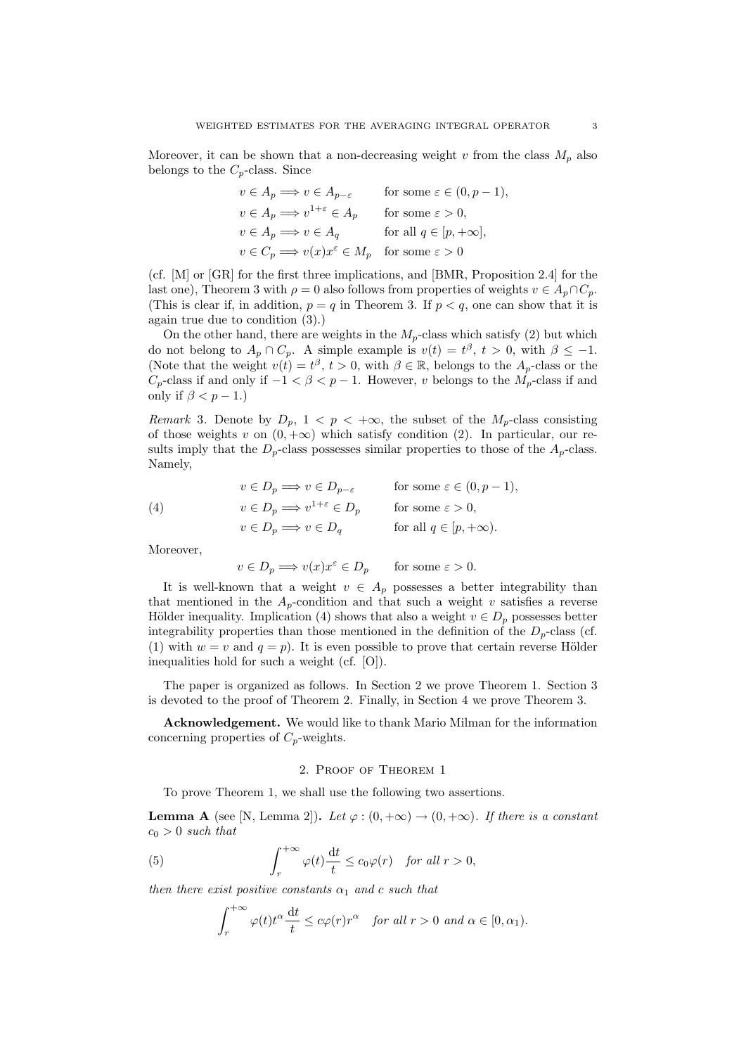Moreover, it can be shown that a non-decreasing weight $v$ from the class $M_p$ also belongs to the $C_p$-class. Since

$$
\begin{aligned}
&v \in A_p \Longrightarrow v \in A_{p-\varepsilon} && \text{for some } \varepsilon \in (0, p-1),\\
&v \in A_p \Longrightarrow v^{1+\varepsilon} \in A_p && \text{for some } \varepsilon > 0,\\
&v \in A_p \Longrightarrow v \in A_q && \text{for all } q \in [p, +\infty],\\
&v \in C_p \Longrightarrow v(x)x^{\varepsilon} \in M_p && \text{for some } \varepsilon > 0
\end{aligned}
$$

(cf. [M] or [GR] for the first three implications, and [BMR, Proposition 2.4] for the last one), Theorem 3 with $\rho = 0$ also follows from properties of weights $v \in A_p \cap C_p$. (This is clear if, in addition, $p = q$ in Theorem 3. If $p < q$, one can show that it is again true due to condition (3).)

On the other hand, there are weights in the $M_p$-class which satisfy (2) but which do not belong to $A_p \cap C_p$. A simple example is $v(t) = t^{\beta}$, $t > 0$, with $\beta \leq -1$. (Note that the weight $v(t) = t^{\beta}$, $t > 0$, with $\beta \in \mathbb{R}$, belongs to the $A_p$-class or the $C_p$-class if and only if $-1 < \beta < p - 1$. However, $v$ belongs to the $M_p$-class if and only if $\beta < p - 1$.)

*Remark* 3. Denote by $D_p$, $1 < p < +\infty$, the subset of the $M_p$-class consisting of those weights $v$ on $(0, +\infty)$ which satisfy condition (2). In particular, our results imply that the $D_p$-class possesses similar properties to those of the $A_p$-class. Namely,

$$
\begin{aligned}
&v \in D_p \Longrightarrow v \in D_{p-\varepsilon} && \text{for some } \varepsilon \in (0, p-1),\\
&v \in D_p \Longrightarrow v^{1+\varepsilon} \in D_p && \text{for some } \varepsilon > 0, \qquad (4)\\
&v \in D_p \Longrightarrow v \in D_q && \text{for all } q \in [p, +\infty).
\end{aligned}
$$

Moreover,

$$
v \in D_p \Longrightarrow v(x)x^{\varepsilon} \in D_p \qquad \text{for some } \varepsilon > 0.
$$

It is well-known that a weight $v \in A_p$ possesses a better integrability than that mentioned in the $A_p$-condition and that such a weight $v$ satisfies a reverse Hölder inequality. Implication (4) shows that also a weight $v \in D_p$ possesses better integrability properties than those mentioned in the definition of the $D_p$-class (cf. (1) with $w = v$ and $q = p$). It is even possible to prove that certain reverse Hölder inequalities hold for such a weight (cf. [O]).

The paper is organized as follows. In Section 2 we prove Theorem 1. Section 3 is devoted to the proof of Theorem 2. Finally, in Section 4 we prove Theorem 3.

**Acknowledgement.** We would like to thank Mario Milman for the information concerning properties of $C_p$-weights.

## 2. Proof of Theorem 1

To prove Theorem 1, we shall use the following two assertions.

**Lemma A** (see [N, Lemma 2])**.** *Let $\varphi : (0, +\infty) \to (0, +\infty)$. If there is a constant $c_0 > 0$ such that*

$$
\int_r^{+\infty} \varphi(t) \frac{\mathrm{d}t}{t} \leq c_0 \varphi(r) \quad \text{for all } r > 0, \tag{5}
$$

*then there exist positive constants $\alpha_1$ and $c$ such that*

$$
\int_r^{+\infty} \varphi(t) t^{\alpha} \frac{\mathrm{d}t}{t} \leq c \varphi(r) r^{\alpha} \quad \text{for all } r > 0 \text{ and } \alpha \in [0, \alpha_1).
$$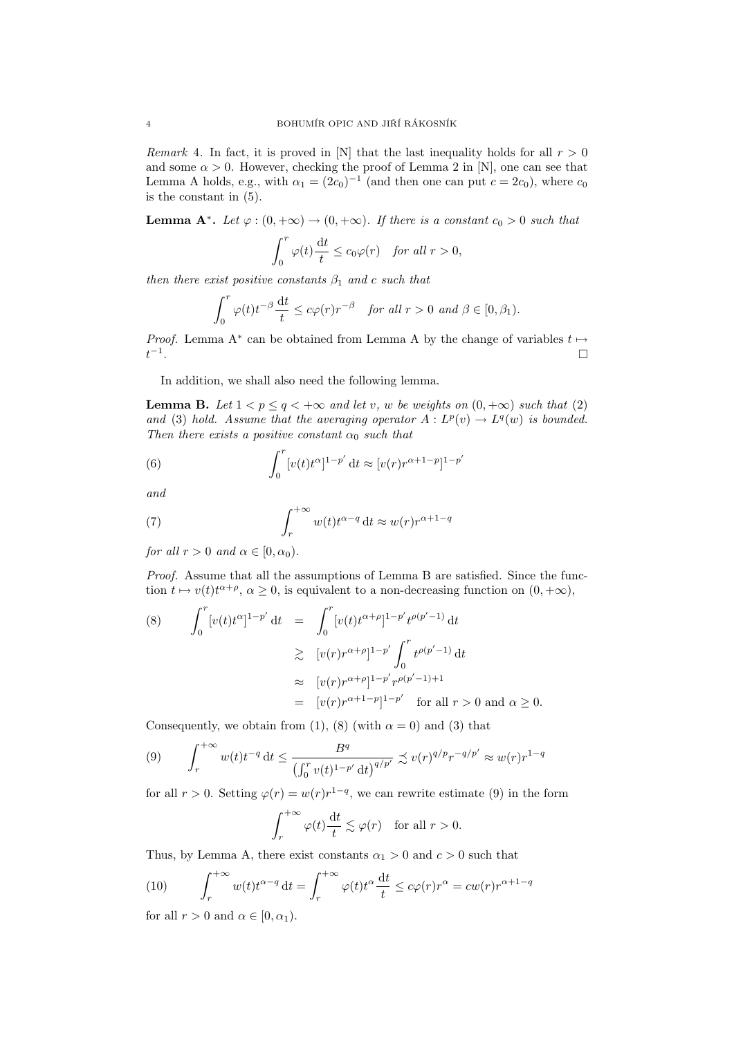*Remark* 4. In fact, it is proved in [N] that the last inequality holds for all $r > 0$ and some $\alpha > 0$. However, checking the proof of Lemma 2 in [N], one can see that Lemma A holds, e.g., with $\alpha_1 = (2c_0)^{-1}$ (and then one can put $c = 2c_0$), where $c_0$ is the constant in (5).

**Lemma A$^*$.** *Let $\varphi : (0, +\infty) \to (0, +\infty)$. If there is a constant $c_0 > 0$ such that*

$$\int_0^r \varphi(t) \frac{\mathrm{d}t}{t} \le c_0 \varphi(r) \quad \text{for all } r > 0,$$

*then there exist positive constants $\beta_1$ and $c$ such that*

$$\int_0^r \varphi(t) t^{-\beta} \frac{\mathrm{d}t}{t} \le c\varphi(r) r^{-\beta} \quad \text{for all } r > 0 \text{ and } \beta \in [0, \beta_1).$$

*Proof.* Lemma A$^*$ can be obtained from Lemma A by the change of variables $t \mapsto t^{-1}$. □

In addition, we shall also need the following lemma.

**Lemma B.** *Let $1 < p \le q < +\infty$ and let $v$, $w$ be weights on $(0, +\infty)$ such that (2) and (3) hold. Assume that the averaging operator $A : L^p(v) \to L^q(w)$ is bounded. Then there exists a positive constant $\alpha_0$ such that*

$$\int_0^r [v(t) t^{\alpha}]^{1-p'} \, \mathrm{d}t \approx [v(r) r^{\alpha+1-p}]^{1-p'} \tag{6}$$

*and*

$$\int_r^{+\infty} w(t) t^{\alpha - q} \, \mathrm{d}t \approx w(r) r^{\alpha+1-q} \tag{7}$$

*for all $r > 0$ and $\alpha \in [0, \alpha_0)$.*

*Proof.* Assume that all the assumptions of Lemma B are satisfied. Since the function $t \mapsto v(t) t^{\alpha+\rho}$, $\alpha \ge 0$, is equivalent to a non-decreasing function on $(0, +\infty)$,

$$\begin{aligned} \int_0^r [v(t) t^{\alpha}]^{1-p'} \, \mathrm{d}t &= \int_0^r [v(t) t^{\alpha+\rho}]^{1-p'} t^{\rho(p'-1)} \, \mathrm{d}t \\ &\gtrsim [v(r) r^{\alpha+\rho}]^{1-p'} \int_0^r t^{\rho(p'-1)} \, \mathrm{d}t \\ &\approx [v(r) r^{\alpha+\rho}]^{1-p'} r^{\rho(p'-1)+1} \\ &= [v(r) r^{\alpha+1-p}]^{1-p'} \quad \text{for all } r > 0 \text{ and } \alpha \ge 0. \end{aligned} \tag{8}$$

Consequently, we obtain from (1), (8) (with $\alpha = 0$) and (3) that

$$\int_r^{+\infty} w(t) t^{-q} \, \mathrm{d}t \le \frac{B^q}{\left(\int_0^r v(t)^{1-p'} \, \mathrm{d}t\right)^{q/p'}} \lesssim v(r)^{q/p} r^{-q/p'} \approx w(r) r^{1-q} \tag{9}$$

for all $r > 0$. Setting $\varphi(r) = w(r) r^{1-q}$, we can rewrite estimate (9) in the form

$$\int_r^{+\infty} \varphi(t) \frac{\mathrm{d}t}{t} \lesssim \varphi(r) \quad \text{for all } r > 0.$$

Thus, by Lemma A, there exist constants $\alpha_1 > 0$ and $c > 0$ such that

$$\int_r^{+\infty} w(t) t^{\alpha-q} \, \mathrm{d}t = \int_r^{+\infty} \varphi(t) t^{\alpha} \frac{\mathrm{d}t}{t} \le c\varphi(r) r^{\alpha} = c w(r) r^{\alpha+1-q} \tag{10}$$

for all $r > 0$ and $\alpha \in [0, \alpha_1)$.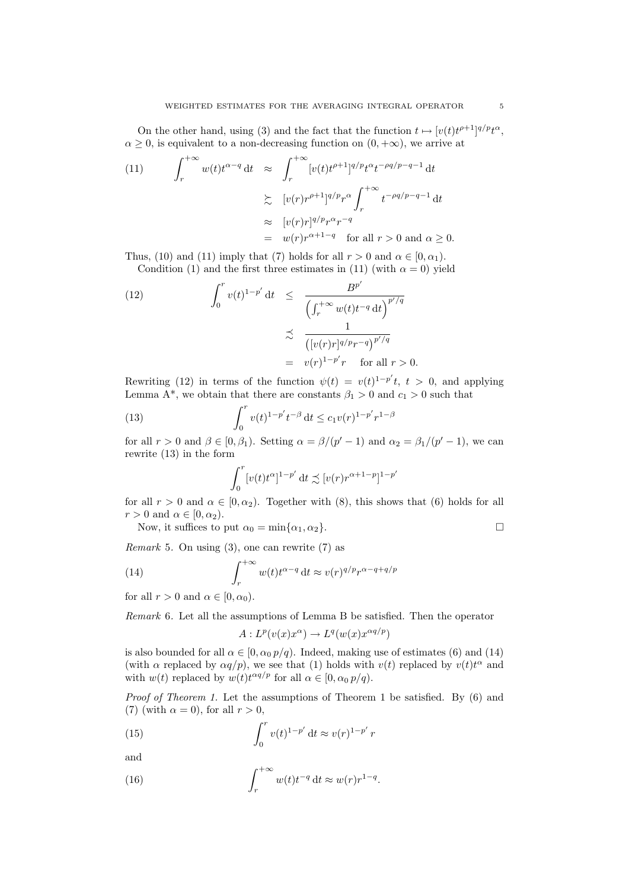On the other hand, using (3) and the fact that the function $t \mapsto [v(t)t^{\rho+1}]^{q/p} t^{\alpha}$, $\alpha \geq 0$, is equivalent to a non-decreasing function on $(0, +\infty)$, we arrive at

$$
\begin{aligned}
\int_r^{+\infty} w(t) t^{\alpha - q}\, \mathrm{d}t &\approx \int_r^{+\infty} [v(t)t^{\rho+1}]^{q/p} t^{\alpha} t^{-\rho q/p - q - 1}\, \mathrm{d}t \\
&\gtrsim [v(r) r^{\rho+1}]^{q/p} r^{\alpha} \int_r^{+\infty} t^{-\rho q/p - q - 1}\, \mathrm{d}t \\
&\approx [v(r) r]^{q/p} r^{\alpha} r^{-q} \\
&= w(r) r^{\alpha + 1 - q} \quad \text{for all } r > 0 \text{ and } \alpha \geq 0.
\end{aligned} \tag{11}
$$

Thus, (10) and (11) imply that (7) holds for all $r > 0$ and $\alpha \in [0, \alpha_1)$.

Condition (1) and the first three estimates in (11) (with $\alpha = 0$) yield

$$
\begin{aligned}
\int_0^r v(t)^{1-p'}\, \mathrm{d}t &\leq \frac{B^{p'}}{\left( \int_r^{+\infty} w(t) t^{-q}\, \mathrm{d}t \right)^{p'/q}} \\
&\lesssim \frac{1}{\left( [v(r) r]^{q/p} r^{-q} \right)^{p'/q}} \\
&= v(r)^{1-p'} r \quad \text{for all } r > 0.
\end{aligned} \tag{12}
$$

Rewriting (12) in terms of the function $\psi(t) = v(t)^{1-p'} t$, $t > 0$, and applying Lemma A\*, we obtain that there are constants $\beta_1 > 0$ and $c_1 > 0$ such that

$$
\int_0^r v(t)^{1-p'} t^{-\beta}\, \mathrm{d}t \leq c_1 v(r)^{1-p'} r^{1-\beta} \tag{13}
$$

for all $r > 0$ and $\beta \in [0, \beta_1)$. Setting $\alpha = \beta/(p'-1)$ and $\alpha_2 = \beta_1/(p'-1)$, we can rewrite (13) in the form

$$
\int_0^r [v(t) t^{\alpha}]^{1-p'}\, \mathrm{d}t \lesssim [v(r) r^{\alpha + 1 - p}]^{1-p'}
$$

for all $r > 0$ and $\alpha \in [0, \alpha_2)$. Together with (8), this shows that (6) holds for all $r > 0$ and $\alpha \in [0, \alpha_2)$.

Now, it suffices to put $\alpha_0 = \min\{\alpha_1, \alpha_2\}$. $\square$

*Remark* 5. On using (3), one can rewrite (7) as

$$
\int_r^{+\infty} w(t) t^{\alpha - q}\, \mathrm{d}t \approx v(r)^{q/p} r^{\alpha - q + q/p} \tag{14}
$$

for all $r > 0$ and $\alpha \in [0, \alpha_0)$.

*Remark* 6. Let all the assumptions of Lemma B be satisfied. Then the operator

$$
A : L^p(v(x) x^{\alpha}) \to L^q(w(x) x^{\alpha q/p})
$$

is also bounded for all $\alpha \in [0, \alpha_0\, p/q)$. Indeed, making use of estimates (6) and (14) (with $\alpha$ replaced by $\alpha q/p$), we see that (1) holds with $v(t)$ replaced by $v(t) t^{\alpha}$ and with $w(t)$ replaced by $w(t) t^{\alpha q/p}$ for all $\alpha \in [0, \alpha_0\, p/q)$.

*Proof of Theorem 1.* Let the assumptions of Theorem 1 be satisfied. By (6) and (7) (with $\alpha = 0$), for all $r > 0$,

$$
\int_0^r v(t)^{1-p'}\, \mathrm{d}t \approx v(r)^{1-p'}\, r \tag{15}
$$

and

$$
\int_r^{+\infty} w(t) t^{-q}\, \mathrm{d}t \approx w(r) r^{1-q}. \tag{16}
$$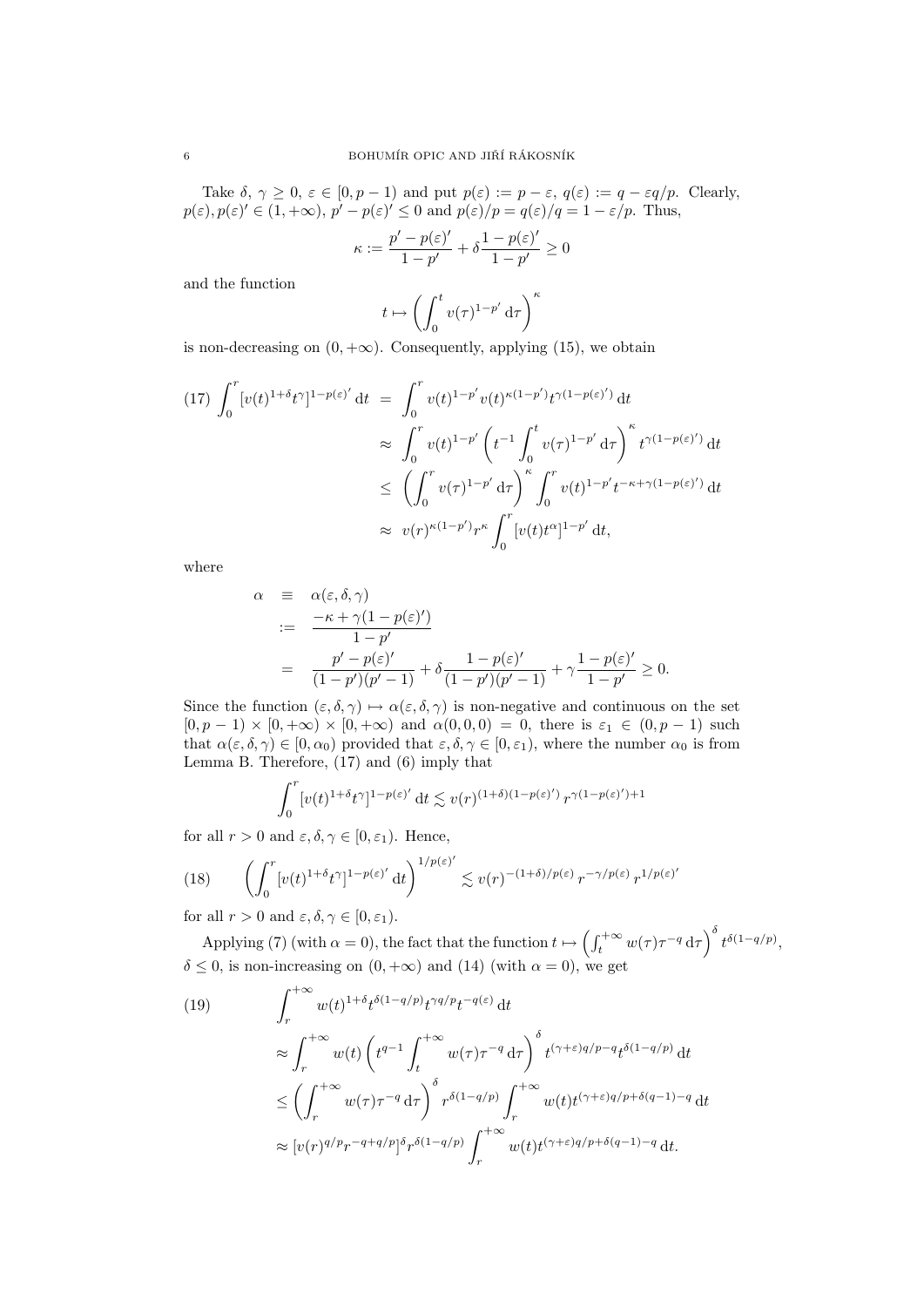Take $\delta,\ \gamma \geq 0$, $\varepsilon \in [0, p-1)$ and put $p(\varepsilon) := p - \varepsilon$, $q(\varepsilon) := q - \varepsilon q/p$. Clearly, $p(\varepsilon), p(\varepsilon)' \in (1, +\infty)$, $p' - p(\varepsilon)' \leq 0$ and $p(\varepsilon)/p = q(\varepsilon)/q = 1 - \varepsilon/p$. Thus,

$$\kappa := \frac{p' - p(\varepsilon)'}{1-p'} + \delta \frac{1-p(\varepsilon)'}{1-p'} \geq 0$$

and the function

$$t \mapsto \left( \int_0^t v(\tau)^{1-p'} \,\mathrm{d}\tau \right)^{\kappa}$$

is non-decreasing on $(0, +\infty)$. Consequently, applying (15), we obtain

$$\begin{aligned}
(17)\quad \int_0^r [v(t)^{1+\delta} t^{\gamma}]^{1-p(\varepsilon)'} \,\mathrm{d}t &= \int_0^r v(t)^{1-p'} v(t)^{\kappa(1-p')} t^{\gamma(1-p(\varepsilon)')} \,\mathrm{d}t \\
&\approx \int_0^r v(t)^{1-p'} \left( t^{-1} \int_0^t v(\tau)^{1-p'} \,\mathrm{d}\tau \right)^{\kappa} t^{\gamma(1-p(\varepsilon)')} \,\mathrm{d}t \\
&\leq \left( \int_0^r v(\tau)^{1-p'} \,\mathrm{d}\tau \right)^{\kappa} \int_0^r v(t)^{1-p'} t^{-\kappa + \gamma(1-p(\varepsilon)')} \,\mathrm{d}t \\
&\approx v(r)^{\kappa(1-p')} r^{\kappa} \int_0^r [v(t) t^{\alpha}]^{1-p'} \,\mathrm{d}t,
\end{aligned}$$

where

$$\begin{aligned}
\alpha &\equiv \alpha(\varepsilon, \delta, \gamma) \\
&:= \frac{-\kappa + \gamma(1-p(\varepsilon)')}{1-p'} \\
&= \frac{p' - p(\varepsilon)'}{(1-p')(p'-1)} + \delta \frac{1-p(\varepsilon)'}{(1-p')(p'-1)} + \gamma \frac{1-p(\varepsilon)'}{1-p'} \geq 0.
\end{aligned}$$

Since the function $(\varepsilon, \delta, \gamma) \mapsto \alpha(\varepsilon, \delta, \gamma)$ is non-negative and continuous on the set $[0, p-1) \times [0, +\infty) \times [0, +\infty)$ and $\alpha(0,0,0) = 0$, there is $\varepsilon_1 \in (0, p-1)$ such that $\alpha(\varepsilon, \delta, \gamma) \in [0, \alpha_0)$ provided that $\varepsilon, \delta, \gamma \in [0, \varepsilon_1)$, where the number $\alpha_0$ is from Lemma B. Therefore, (17) and (6) imply that

$$\int_0^r [v(t)^{1+\delta} t^{\gamma}]^{1-p(\varepsilon)'} \,\mathrm{d}t \lesssim v(r)^{(1+\delta)(1-p(\varepsilon)')} \, r^{\gamma(1-p(\varepsilon)')+1}$$

for all $r > 0$ and $\varepsilon, \delta, \gamma \in [0, \varepsilon_1)$. Hence,

$$(18)\qquad \left( \int_0^r [v(t)^{1+\delta} t^{\gamma}]^{1-p(\varepsilon)'} \,\mathrm{d}t \right)^{1/p(\varepsilon)'} \lesssim v(r)^{-(1+\delta)/p(\varepsilon)} \, r^{-\gamma/p(\varepsilon)} \, r^{1/p(\varepsilon)'}$$

for all $r > 0$ and $\varepsilon, \delta, \gamma \in [0, \varepsilon_1)$.

Applying (7) (with $\alpha = 0$), the fact that the function $t \mapsto \left( \int_t^{+\infty} w(\tau) \tau^{-q} \,\mathrm{d}\tau \right)^{\delta} t^{\delta(1-q/p)}$, $\delta \leq 0$, is non-increasing on $(0, +\infty)$ and (14) (with $\alpha = 0$), we get

$$\begin{aligned}
(19)\qquad & \int_r^{+\infty} w(t)^{1+\delta} t^{\delta(1-q/p)} t^{\gamma q/p} t^{-q(\varepsilon)} \,\mathrm{d}t \\
&\approx \int_r^{+\infty} w(t) \left( t^{q-1} \int_t^{+\infty} w(\tau) \tau^{-q} \,\mathrm{d}\tau \right)^{\delta} t^{(\gamma+\varepsilon)q/p - q} t^{\delta(1-q/p)} \,\mathrm{d}t \\
&\leq \left( \int_r^{+\infty} w(\tau) \tau^{-q} \,\mathrm{d}\tau \right)^{\delta} r^{\delta(1-q/p)} \int_r^{+\infty} w(t) t^{(\gamma+\varepsilon)q/p + \delta(q-1) - q} \,\mathrm{d}t \\
&\approx [v(r)^{q/p} r^{-q+q/p}]^{\delta} r^{\delta(1-q/p)} \int_r^{+\infty} w(t) t^{(\gamma+\varepsilon)q/p + \delta(q-1) - q} \,\mathrm{d}t.
\end{aligned}$$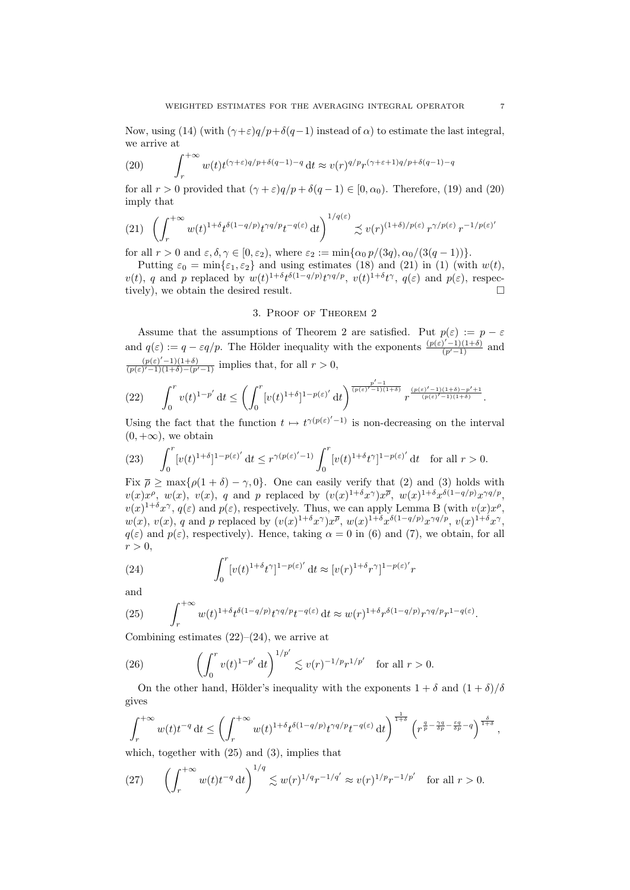Now, using (14) (with $(\gamma+\varepsilon)q/p+\delta(q-1)$ instead of $\alpha$) to estimate the last integral, we arrive at

$$\int_r^{+\infty} w(t)t^{(\gamma+\varepsilon)q/p+\delta(q-1)-q}\,\mathrm{d}t \approx v(r)^{q/p} r^{(\gamma+\varepsilon+1)q/p+\delta(q-1)-q} \tag{20}$$

for all $r>0$ provided that $(\gamma+\varepsilon)q/p+\delta(q-1)\in[0,\alpha_0)$. Therefore, (19) and (20) imply that

$$\left(\int_r^{+\infty} w(t)^{1+\delta} t^{\delta(1-q/p)} t^{\gamma q/p} t^{-q(\varepsilon)}\,\mathrm{d}t\right)^{1/q(\varepsilon)} \lesssim v(r)^{(1+\delta)/p(\varepsilon)}\, r^{\gamma/p(\varepsilon)}\, r^{-1/p(\varepsilon)'} \tag{21}$$

for all $r>0$ and $\varepsilon,\delta,\gamma\in[0,\varepsilon_2)$, where $\varepsilon_2:=\min\{\alpha_0\, p/(3q), \alpha_0/(3(q-1))\}$.

Putting $\varepsilon_0=\min\{\varepsilon_1,\varepsilon_2\}$ and using estimates (18) and (21) in (1) (with $w(t)$, $v(t)$, $q$ and $p$ replaced by $w(t)^{1+\delta}t^{\delta(1-q/p)}t^{\gamma q/p}$, $v(t)^{1+\delta}t^{\gamma}$, $q(\varepsilon)$ and $p(\varepsilon)$, respectively), we obtain the desired result. $\square$

## 3. Proof of Theorem 2

Assume that the assumptions of Theorem 2 are satisfied. Put $p(\varepsilon):=p-\varepsilon$ and $q(\varepsilon):=q-\varepsilon q/p$. The Hölder inequality with the exponents $\frac{(p(\varepsilon)'-1)(1+\delta)}{(p'-1)}$ and $\frac{(p(\varepsilon)'-1)(1+\delta)}{(p(\varepsilon)'-1)(1+\delta)-(p'-1)}$ implies that, for all $r>0$,

$$\int_0^r v(t)^{1-p'}\,\mathrm{d}t \le \left(\int_0^r [v(t)^{1+\delta}]^{1-p(\varepsilon)'}\,\mathrm{d}t\right)^{\frac{p'-1}{(p(\varepsilon)'-1)(1+\delta)}} r^{\frac{(p(\varepsilon)'-1)(1+\delta)-p'+1}{(p(\varepsilon)'-1)(1+\delta)}}. \tag{22}$$

Using the fact that the function $t\mapsto t^{\gamma(p(\varepsilon)'-1)}$ is non-decreasing on the interval $(0,+\infty)$, we obtain

$$\int_0^r [v(t)^{1+\delta}]^{1-p(\varepsilon)'}\,\mathrm{d}t \le r^{\gamma(p(\varepsilon)'-1)}\int_0^r [v(t)^{1+\delta}t^{\gamma}]^{1-p(\varepsilon)'}\,\mathrm{d}t \quad \text{for all } r>0. \tag{23}$$

Fix $\overline{\rho}\ge\max\{\rho(1+\delta)-\gamma,0\}$. One can easily verify that (2) and (3) holds with $v(x)x^{\rho}$, $w(x)$, $v(x)$, $q$ and $p$ replaced by $(v(x)^{1+\delta}x^{\gamma})x^{\overline{\rho}}$, $w(x)^{1+\delta}x^{\delta(1-q/p)}x^{\gamma q/p}$, $v(x)^{1+\delta}x^{\gamma}$, $q(\varepsilon)$ and $p(\varepsilon)$, respectively. Thus, we can apply Lemma B (with $v(x)x^{\rho}$, $w(x)$, $v(x)$, $q$ and $p$ replaced by $(v(x)^{1+\delta}x^{\gamma})x^{\overline{\rho}}$, $w(x)^{1+\delta}x^{\delta(1-q/p)}x^{\gamma q/p}$, $v(x)^{1+\delta}x^{\gamma}$, $q(\varepsilon)$ and $p(\varepsilon)$, respectively). Hence, taking $\alpha=0$ in (6) and (7), we obtain, for all $r>0$,

$$\int_0^r [v(t)^{1+\delta}t^{\gamma}]^{1-p(\varepsilon)'}\,\mathrm{d}t \approx [v(r)^{1+\delta}r^{\gamma}]^{1-p(\varepsilon)'} r \tag{24}$$

and

$$\int_r^{+\infty} w(t)^{1+\delta}t^{\delta(1-q/p)}t^{\gamma q/p}t^{-q(\varepsilon)}\,\mathrm{d}t \approx w(r)^{1+\delta}r^{\delta(1-q/p)}r^{\gamma q/p}r^{1-q(\varepsilon)}. \tag{25}$$

Combining estimates (22)–(24), we arrive at

$$\left(\int_0^r v(t)^{1-p'}\,\mathrm{d}t\right)^{1/p'} \lesssim v(r)^{-1/p} r^{1/p'} \quad \text{for all } r>0. \tag{26}$$

On the other hand, Hölder's inequality with the exponents $1+\delta$ and $(1+\delta)/\delta$ gives

$$\int_r^{+\infty} w(t)t^{-q}\,\mathrm{d}t \le \left(\int_r^{+\infty} w(t)^{1+\delta}t^{\delta(1-q/p)}t^{\gamma q/p}t^{-q(\varepsilon)}\,\mathrm{d}t\right)^{\frac{1}{1+\delta}} \left(r^{\frac{q}{p}-\frac{\gamma q}{\delta p}-\frac{\varepsilon q}{\delta p}-q}\right)^{\frac{\delta}{1+\delta}},$$

which, together with (25) and (3), implies that

$$\left(\int_r^{+\infty} w(t)t^{-q}\,\mathrm{d}t\right)^{1/q} \lesssim w(r)^{1/q}r^{-1/q'} \approx v(r)^{1/p}r^{-1/p'} \quad \text{for all } r>0. \tag{27}$$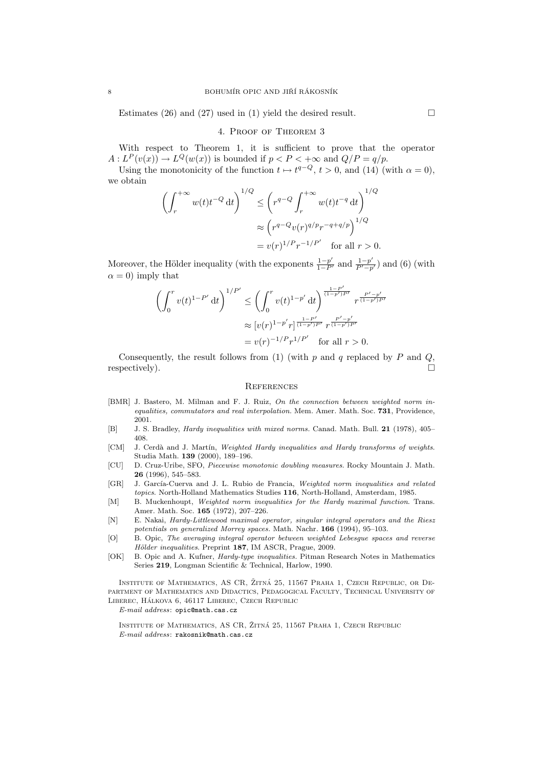Estimates (26) and (27) used in (1) yield the desired result. $\square$

## 4. Proof of Theorem 3

With respect to Theorem 1, it is sufficient to prove that the operator $A : L^P(v(x)) \to L^Q(w(x))$ is bounded if $p < P < +\infty$ and $Q/P = q/p$.

Using the monotonicity of the function $t \mapsto t^{q-Q}$, $t > 0$, and (14) (with $\alpha = 0$), we obtain

$$\begin{aligned}\left(\int_r^{+\infty} w(t)t^{-Q}\,\mathrm{d}t\right)^{1/Q} &\le \left(r^{q-Q}\int_r^{+\infty} w(t)t^{-q}\,\mathrm{d}t\right)^{1/Q}\\ &\approx \left(r^{q-Q}v(r)^{q/p}r^{-q+q/p}\right)^{1/Q}\\ &= v(r)^{1/P}r^{-1/P'} \quad \text{for all } r > 0.\end{aligned}$$

Moreover, the Hölder inequality (with the exponents $\frac{1-p'}{1-P'}$ and $\frac{1-p'}{P'-p'}$) and (6) (with $\alpha = 0$) imply that

$$\begin{aligned}\left(\int_0^r v(t)^{1-P'}\,\mathrm{d}t\right)^{1/P'} &\le \left(\int_0^r v(t)^{1-p'}\,\mathrm{d}t\right)^{\frac{1-P'}{(1-p')P'}} r^{\frac{P'-p'}{(1-p')P'}}\\ &\approx \left[v(r)^{1-p'}r\right]^{\frac{1-P'}{(1-p')P'}} r^{\frac{P'-p'}{(1-p')P'}}\\ &= v(r)^{-1/P}r^{1/P'} \quad \text{for all } r > 0.\end{aligned}$$

Consequently, the result follows from (1) (with $p$ and $q$ replaced by $P$ and $Q$, respectively). $\square$

## References

[BMR] J. Bastero, M. Milman and F. J. Ruiz, *On the connection between weighted norm inequalities, commutators and real interpolation.* Mem. Amer. Math. Soc. **731**, Providence, 2001.

[B] J. S. Bradley, *Hardy inequalities with mixed norms.* Canad. Math. Bull. **21** (1978), 405–408.

[CM] J. Cerdà and J. Martín, *Weighted Hardy inequalities and Hardy transforms of weights.* Studia Math. **139** (2000), 189–196.

[CU] D. Cruz-Uribe, SFO, *Piecewise monotonic doubling measures.* Rocky Mountain J. Math. **26** (1996), 545–583.

[GR] J. García-Cuerva and J. L. Rubio de Francia, *Weighted norm inequalities and related topics.* North-Holland Mathematics Studies **116**, North-Holland, Amsterdam, 1985.

[M] B. Muckenhoupt, *Weighted norm inequalities for the Hardy maximal function.* Trans. Amer. Math. Soc. **165** (1972), 207–226.

[N] E. Nakai, *Hardy-Littlewood maximal operator, singular integral operators and the Riesz potentials on generalized Morrey spaces.* Math. Nachr. **166** (1994), 95–103.

[O] B. Opic, *The averaging integral operator between weighted Lebesgue spaces and reverse Hölder inequalities.* Preprint **187**, IM ASCR, Prague, 2009.

[OK] B. Opic and A. Kufner, *Hardy-type inequalities.* Pitman Research Notes in Mathematics Series **219**, Longman Scientific & Technical, Harlow, 1990.

Institute of Mathematics, AS CR, Žitná 25, 11567 Praha 1, Czech Republic, or Department of Mathematics and Didactics, Pedagogical Faculty, Technical University of Liberec, Hálkova 6, 46117 Liberec, Czech Republic

*E-mail address*: opic@math.cas.cz

Institute of Mathematics, AS CR, Žitná 25, 11567 Praha 1, Czech Republic

*E-mail address*: rakosnik@math.cas.cz